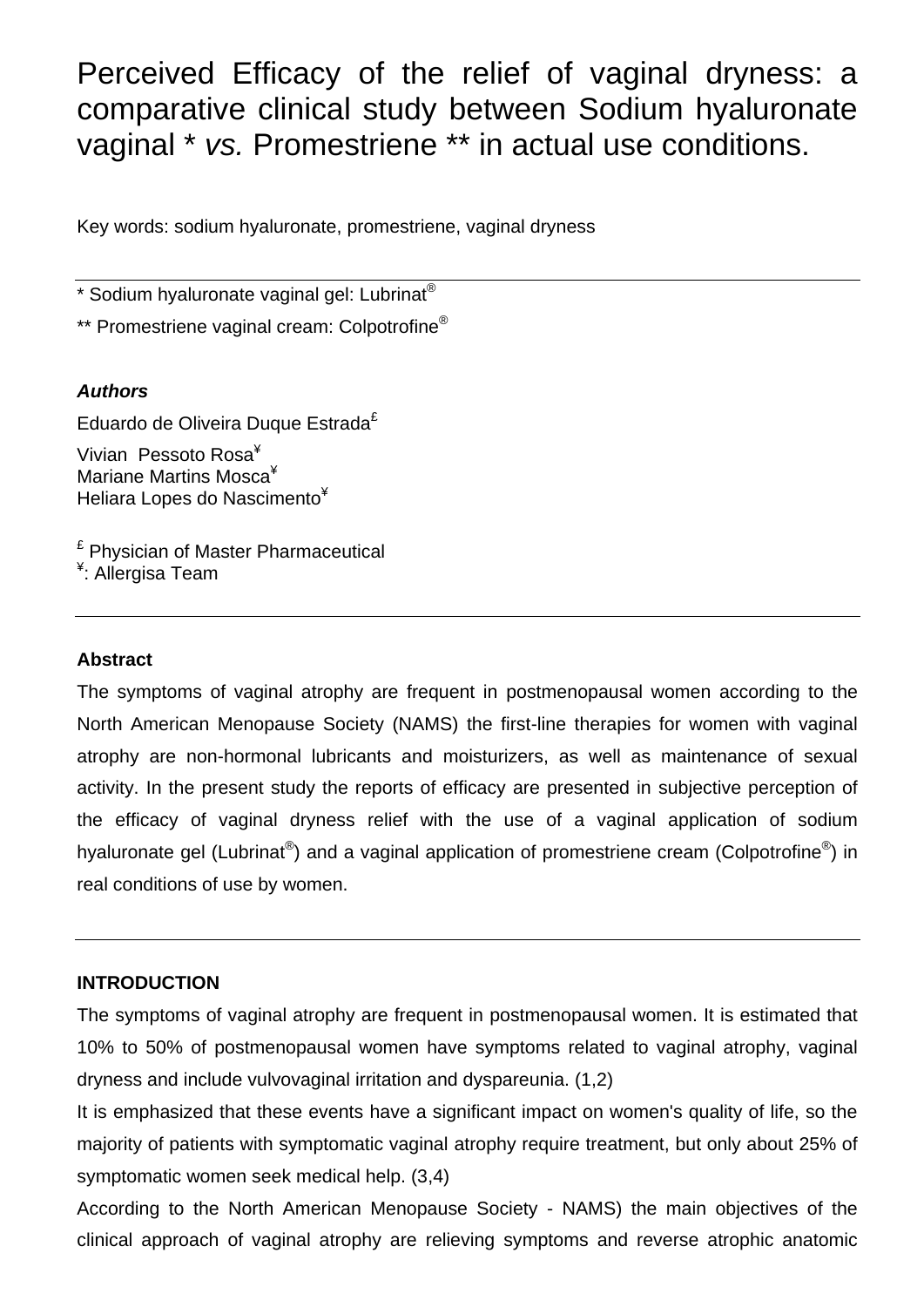# Perceived Efficacy of the relief of vaginal dryness: a comparative clinical study between Sodium hyaluronate vaginal * *vs.* Promestriene ** in actual use conditions.

Key words: sodium hyaluronate, promestriene, vaginal dryness

---

* Sodium hyaluronate vaginal gel: Lubrinat®

** Promestriene vaginal cream: Colpotrofine®

***Authors***

Eduardo de Oliveira Duque Estrada[£]

Vivian Pessoto Rosa[¥]
Mariane Martins Mosca[¥]
Heliara Lopes do Nascimento[¥]

[£] Physician of Master Pharmaceutical
[¥]: Allergisa Team

---

**Abstract**

The symptoms of vaginal atrophy are frequent in postmenopausal women according to the North American Menopause Society (NAMS) the first-line therapies for women with vaginal atrophy are non-hormonal lubricants and moisturizers, as well as maintenance of sexual activity. In the present study the reports of efficacy are presented in subjective perception of the efficacy of vaginal dryness relief with the use of a vaginal application of sodium hyaluronate gel (Lubrinat®) and a vaginal application of promestriene cream (Colpotrofine®) in real conditions of use by women.

---

**INTRODUCTION**

The symptoms of vaginal atrophy are frequent in postmenopausal women. It is estimated that 10% to 50% of postmenopausal women have symptoms related to vaginal atrophy, vaginal dryness and include vulvovaginal irritation and dyspareunia. (1,2)

It is emphasized that these events have a significant impact on women's quality of life, so the majority of patients with symptomatic vaginal atrophy require treatment, but only about 25% of symptomatic women seek medical help. (3,4)

According to the North American Menopause Society - NAMS) the main objectives of the clinical approach of vaginal atrophy are relieving symptoms and reverse atrophic anatomic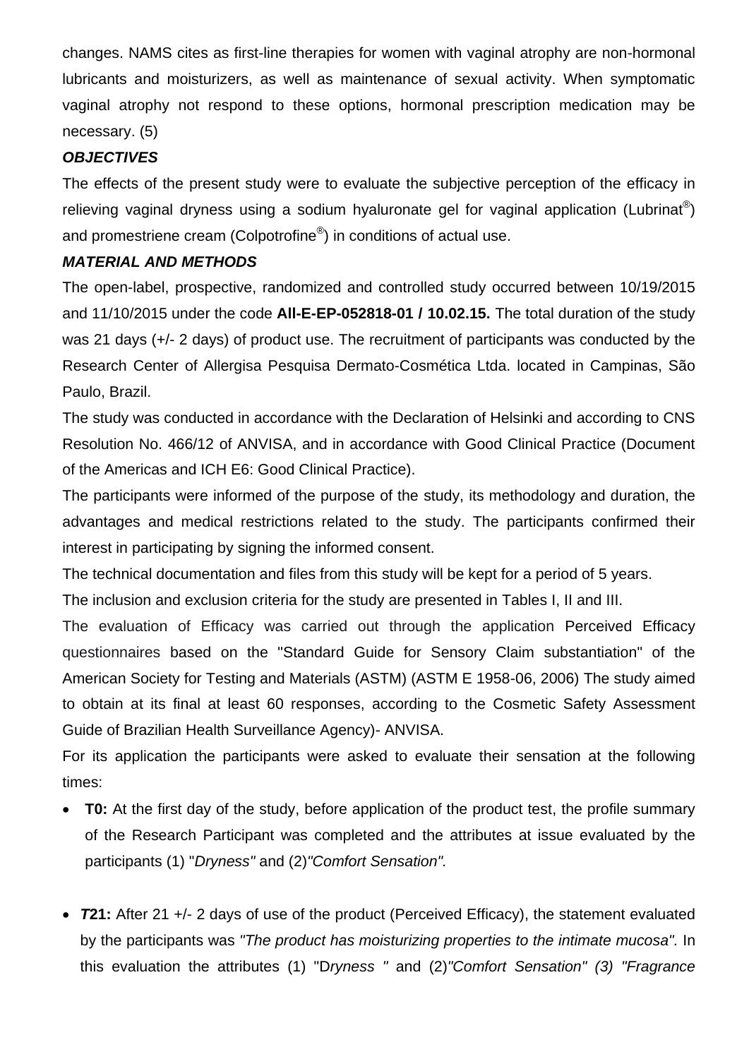changes. NAMS cites as first-line therapies for women with vaginal atrophy are non-hormonal lubricants and moisturizers, as well as maintenance of sexual activity. When symptomatic vaginal atrophy not respond to these options, hormonal prescription medication may be necessary. (5)

***OBJECTIVES***

The effects of the present study were to evaluate the subjective perception of the efficacy in relieving vaginal dryness using a sodium hyaluronate gel for vaginal application (Lubrinat®) and promestriene cream (Colpotrofine®) in conditions of actual use.

***MATERIAL AND METHODS***

The open-label, prospective, randomized and controlled study occurred between 10/19/2015 and 11/10/2015 under the code **All-E-EP-052818-01 / 10.02.15.** The total duration of the study was 21 days (+/- 2 days) of product use. The recruitment of participants was conducted by the Research Center of Allergisa Pesquisa Dermato-Cosmética Ltda. located in Campinas, São Paulo, Brazil.

The study was conducted in accordance with the Declaration of Helsinki and according to CNS Resolution No. 466/12 of ANVISA, and in accordance with Good Clinical Practice (Document of the Americas and ICH E6: Good Clinical Practice).

The participants were informed of the purpose of the study, its methodology and duration, the advantages and medical restrictions related to the study. The participants confirmed their interest in participating by signing the informed consent.

The technical documentation and files from this study will be kept for a period of 5 years.

The inclusion and exclusion criteria for the study are presented in Tables I, II and III.

The evaluation of Efficacy was carried out through the application Perceived Efficacy questionnaires based on the "Standard Guide for Sensory Claim substantiation" of the American Society for Testing and Materials (ASTM) (ASTM E 1958-06, 2006) The study aimed to obtain at its final at least 60 responses, according to the Cosmetic Safety Assessment Guide of Brazilian Health Surveillance Agency)- ANVISA.

For its application the participants were asked to evaluate their sensation at the following times:

- **T0:** At the first day of the study, before application of the product test, the profile summary of the Research Participant was completed and the attributes at issue evaluated by the participants (1) "*Dryness"* and (2)*"Comfort Sensation".*

- ***T*21:** After 21 +/- 2 days of use of the product (Perceived Efficacy), the statement evaluated by the participants was *"The product has moisturizing properties to the intimate mucosa".* In this evaluation the attributes (1) "D*ryness "* and (2)*"Comfort Sensation" (3) "Fragrance*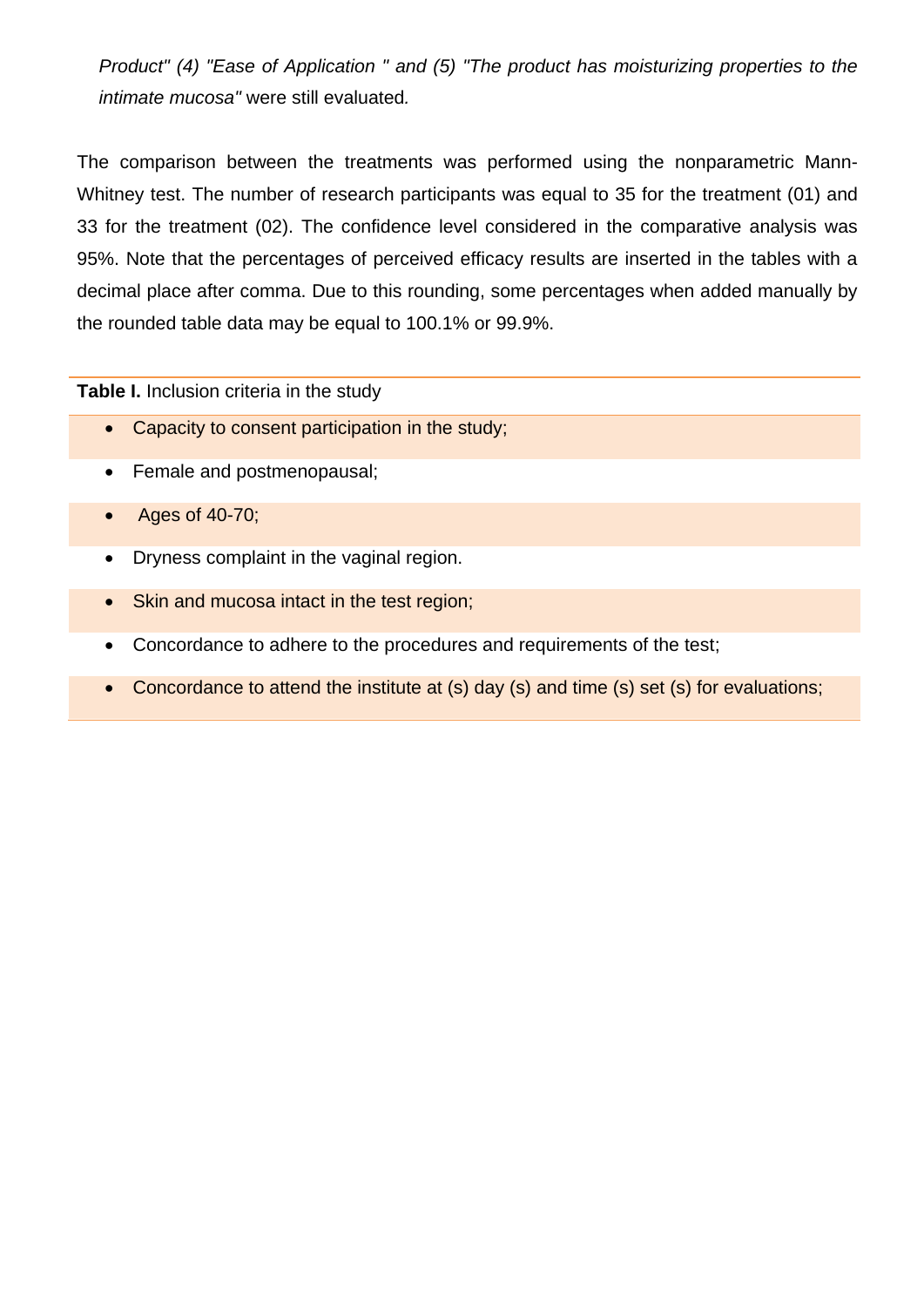*Product" (4) "Ease of Application " and (5) "The product has moisturizing properties to the intimate mucosa"* were still evaluated*.*

The comparison between the treatments was performed using the nonparametric Mann-Whitney test. The number of research participants was equal to 35 for the treatment (01) and 33 for the treatment (02). The confidence level considered in the comparative analysis was 95%. Note that the percentages of perceived efficacy results are inserted in the tables with a decimal place after comma. Due to this rounding, some percentages when added manually by the rounded table data may be equal to 100.1% or 99.9%.

| **Table I.** Inclusion criteria in the study |
|---|
| • Capacity to consent participation in the study; |
| • Female and postmenopausal; |
| • Ages of 40-70; |
| • Dryness complaint in the vaginal region. |
| • Skin and mucosa intact in the test region; |
| • Concordance to adhere to the procedures and requirements of the test; |
| • Concordance to attend the institute at (s) day (s) and time (s) set (s) for evaluations; |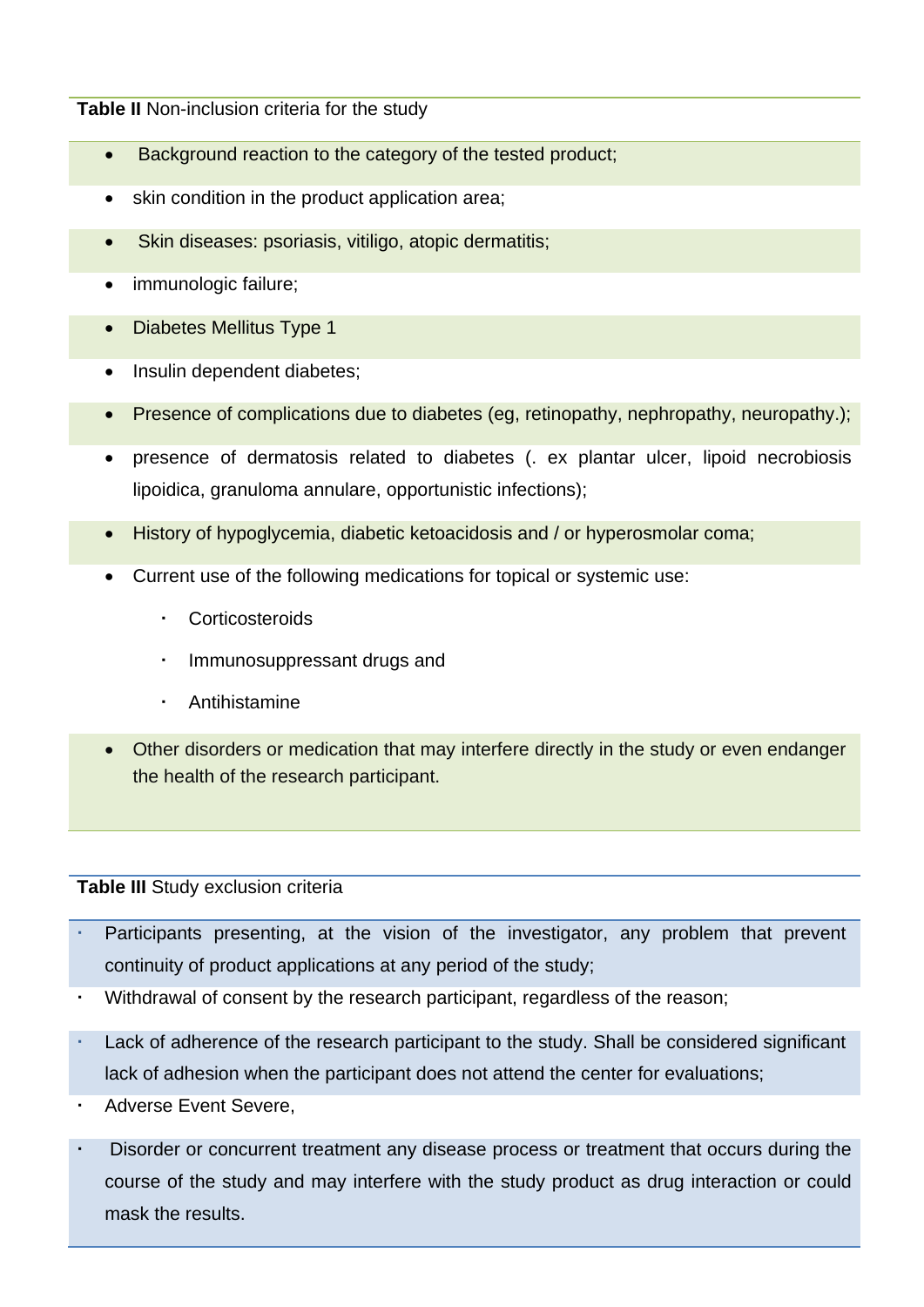**Table II** Non-inclusion criteria for the study

- Background reaction to the category of the tested product;
- skin condition in the product application area;
- Skin diseases: psoriasis, vitiligo, atopic dermatitis;
- immunologic failure;
- Diabetes Mellitus Type 1
- Insulin dependent diabetes;
- Presence of complications due to diabetes (eg, retinopathy, nephropathy, neuropathy.);
- presence of dermatosis related to diabetes (. ex plantar ulcer, lipoid necrobiosis lipoidica, granuloma annulare, opportunistic infections);
- History of hypoglycemia, diabetic ketoacidosis and / or hyperosmolar coma;
- Current use of the following medications for topical or systemic use:
    - Corticosteroids
    - Immunosuppressant drugs and
    - Antihistamine
- Other disorders or medication that may interfere directly in the study or even endanger the health of the research participant.

**Table III** Study exclusion criteria

- Participants presenting, at the vision of the investigator, any problem that prevent continuity of product applications at any period of the study;
- Withdrawal of consent by the research participant, regardless of the reason;
- Lack of adherence of the research participant to the study. Shall be considered significant lack of adhesion when the participant does not attend the center for evaluations;
- Adverse Event Severe,
- Disorder or concurrent treatment any disease process or treatment that occurs during the course of the study and may interfere with the study product as drug interaction or could mask the results.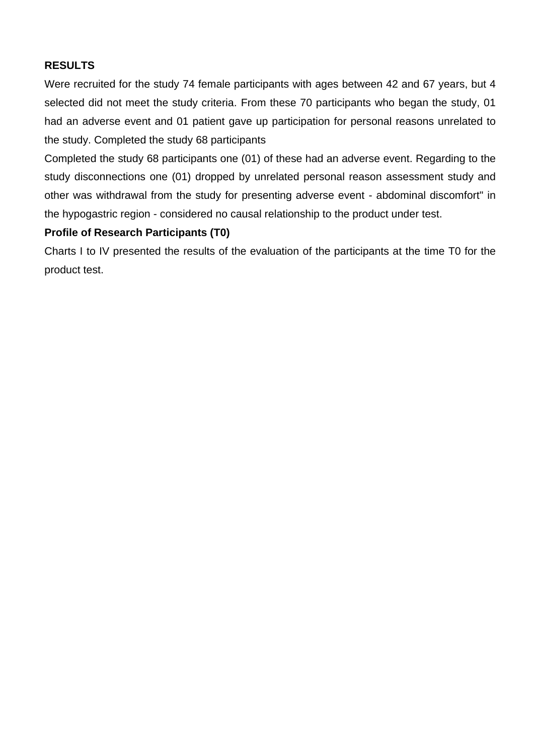**RESULTS**

Were recruited for the study 74 female participants with ages between 42 and 67 years, but 4 selected did not meet the study criteria. From these 70 participants who began the study, 01 had an adverse event and 01 patient gave up participation for personal reasons unrelated to the study. Completed the study 68 participants

Completed the study 68 participants one (01) of these had an adverse event. Regarding to the study disconnections one (01) dropped by unrelated personal reason assessment study and other was withdrawal from the study for presenting adverse event - abdominal discomfort" in the hypogastric region - considered no causal relationship to the product under test.

**Profile of Research Participants (T0)**

Charts I to IV presented the results of the evaluation of the participants at the time T0 for the product test.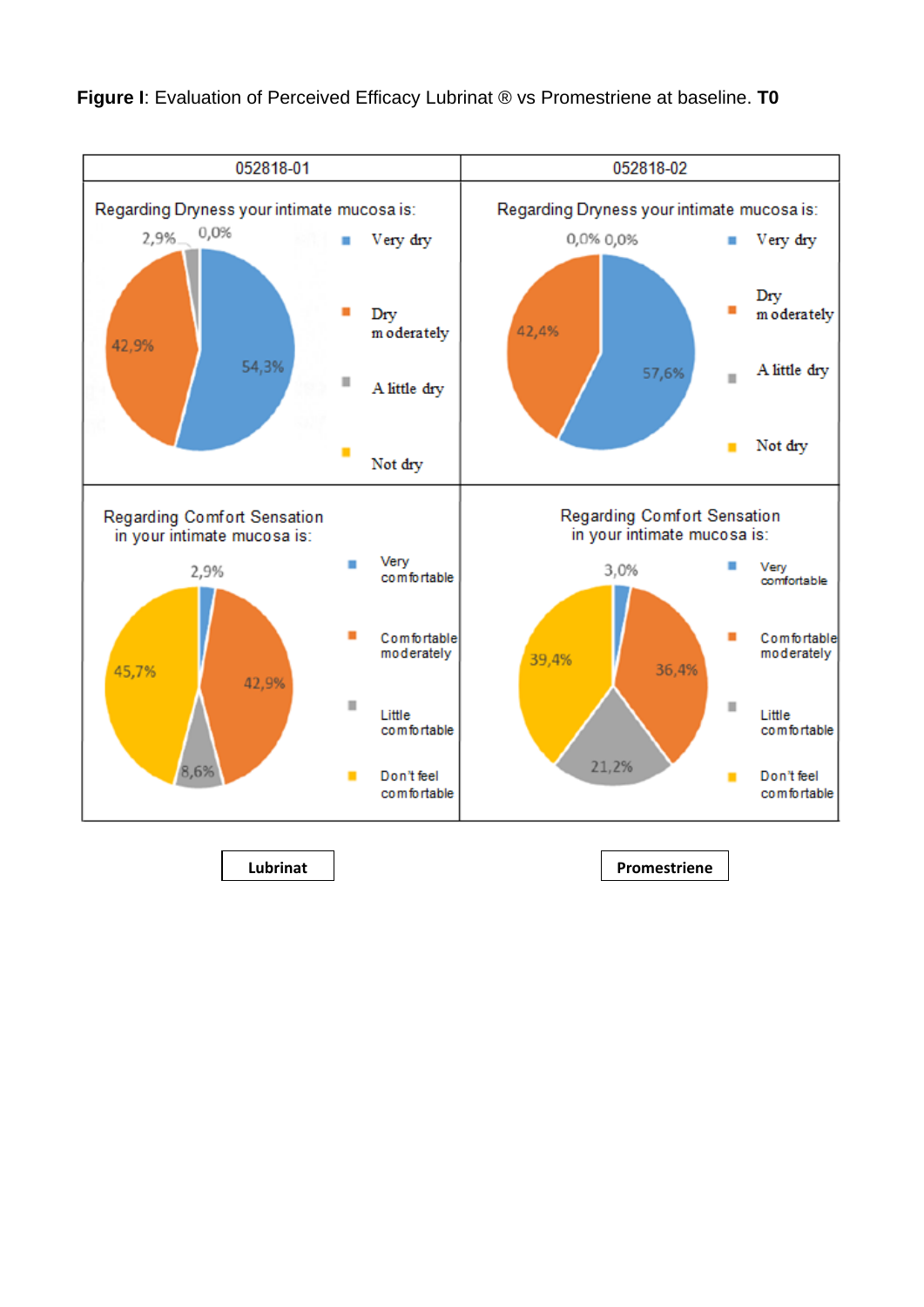**Figure I**: Evaluation of Perceived Efficacy Lubrinat ® vs Promestriene at baseline. **T0**

052818-01

Regarding Dryness your intimate mucosa is:

2,9%
0,0%
42,9%
54,3%

Very dry
Dry moderately
A little dry
Not dry

052818-02

Regarding Dryness your intimate mucosa is:

0,0% 0,0%
42,4%
57,6%

Very dry
Dry moderately
A little dry
Not dry

Regarding Comfort Sensation in your intimate mucosa is:

2,9%
45,7%
42,9%
8,6%

Very comfortable
Comfortable moderately
Little comfortable
Don't feel comfortable

Regarding Comfort Sensation in your intimate mucosa is:

3,0%
39,4%
36,4%
21,2%

Very comfortable
Comfortable moderately
Little comfortable
Don't feel comfortable

**Lubrinat**

**Promestriene**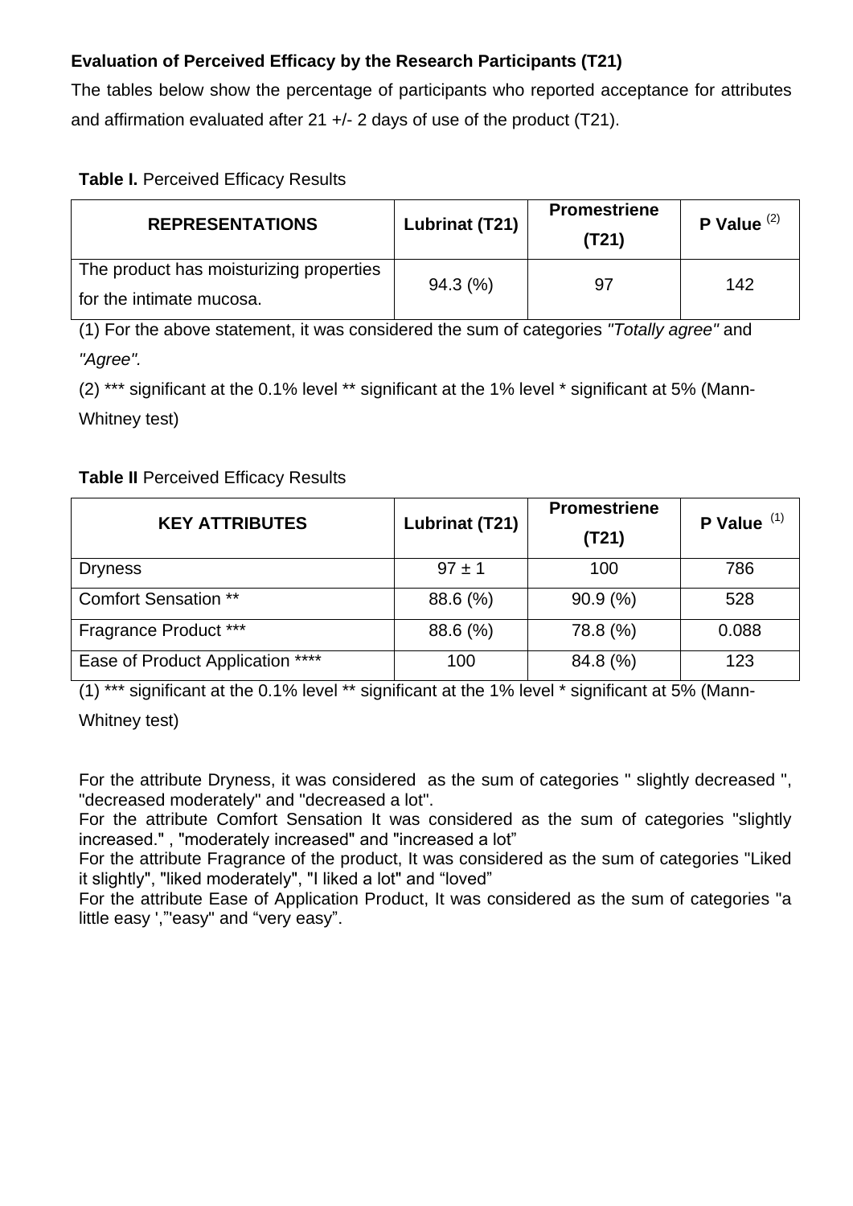**Evaluation of Perceived Efficacy by the Research Participants (T21)**

The tables below show the percentage of participants who reported acceptance for attributes and affirmation evaluated after 21 +/- 2 days of use of the product (T21).

**Table I.** Perceived Efficacy Results

| REPRESENTATIONS | Lubrinat (T21) | Promestriene (T21) | P Value [(2)] |
|---|---|---|---|
| The product has moisturizing properties for the intimate mucosa. | 94.3 (%) | 97 | 142 |

(1) For the above statement, it was considered the sum of categories *"Totally agree"* and *"Agree"*.

(2) *** significant at the 0.1% level ** significant at the 1% level * significant at 5% (Mann-Whitney test)

**Table II** Perceived Efficacy Results

| KEY ATTRIBUTES | Lubrinat (T21) | Promestriene (T21) | P Value [(1)] |
|---|---|---|---|
| Dryness | 97 ± 1 | 100 | 786 |
| Comfort Sensation ** | 88.6 (%) | 90.9 (%) | 528 |
| Fragrance Product *** | 88.6 (%) | 78.8 (%) | 0.088 |
| Ease of Product Application **** | 100 | 84.8 (%) | 123 |

(1) *** significant at the 0.1% level ** significant at the 1% level * significant at 5% (Mann-Whitney test)

For the attribute Dryness, it was considered as the sum of categories " slightly decreased ", "decreased moderately" and "decreased a lot".
For the attribute Comfort Sensation It was considered as the sum of categories "slightly increased." , "moderately increased" and "increased a lot"
For the attribute Fragrance of the product, It was considered as the sum of categories "Liked it slightly", "liked moderately", "I liked a lot" and "loved"
For the attribute Ease of Application Product, It was considered as the sum of categories "a little easy ',"'easy" and "very easy".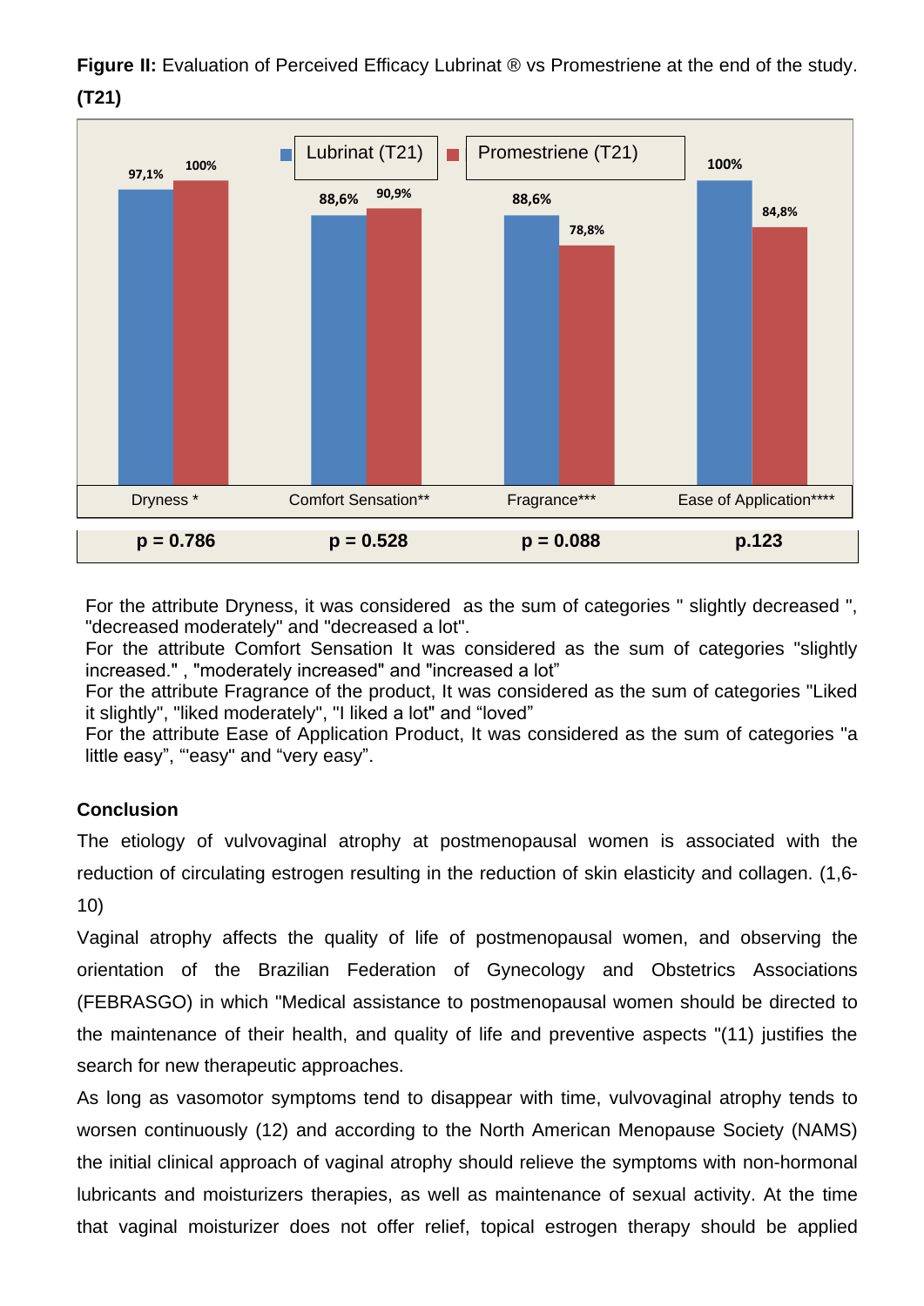**Figure II:** Evaluation of Perceived Efficacy Lubrinat ® vs Promestriene at the end of the study. **(T21)**

Lubrinat (T21)
Promestriene (T21)

97,1%
100%
88,6%
90,9%
88,6%
78,8%
100%
84,8%

Dryness *
Comfort Sensation**
Fragrance***
Ease of Application****

p = 0.786
p = 0.528
p = 0.088
p.123

For the attribute Dryness, it was considered as the sum of categories " slightly decreased ", "decreased moderately" and "decreased a lot".
For the attribute Comfort Sensation It was considered as the sum of categories "slightly increased." , "moderately increased" and "increased a lot"
For the attribute Fragrance of the product, It was considered as the sum of categories "Liked it slightly", "liked moderately", "I liked a lot" and "loved"
For the attribute Ease of Application Product, It was considered as the sum of categories "a little easy", "'easy" and "very easy".

**Conclusion**

The etiology of vulvovaginal atrophy at postmenopausal women is associated with the reduction of circulating estrogen resulting in the reduction of skin elasticity and collagen. (1,6-10)

Vaginal atrophy affects the quality of life of postmenopausal women, and observing the orientation of the Brazilian Federation of Gynecology and Obstetrics Associations (FEBRASGO) in which "Medical assistance to postmenopausal women should be directed to the maintenance of their health, and quality of life and preventive aspects "(11) justifies the search for new therapeutic approaches.

As long as vasomotor symptoms tend to disappear with time, vulvovaginal atrophy tends to worsen continuously (12) and according to the North American Menopause Society (NAMS) the initial clinical approach of vaginal atrophy should relieve the symptoms with non-hormonal lubricants and moisturizers therapies, as well as maintenance of sexual activity. At the time that vaginal moisturizer does not offer relief, topical estrogen therapy should be applied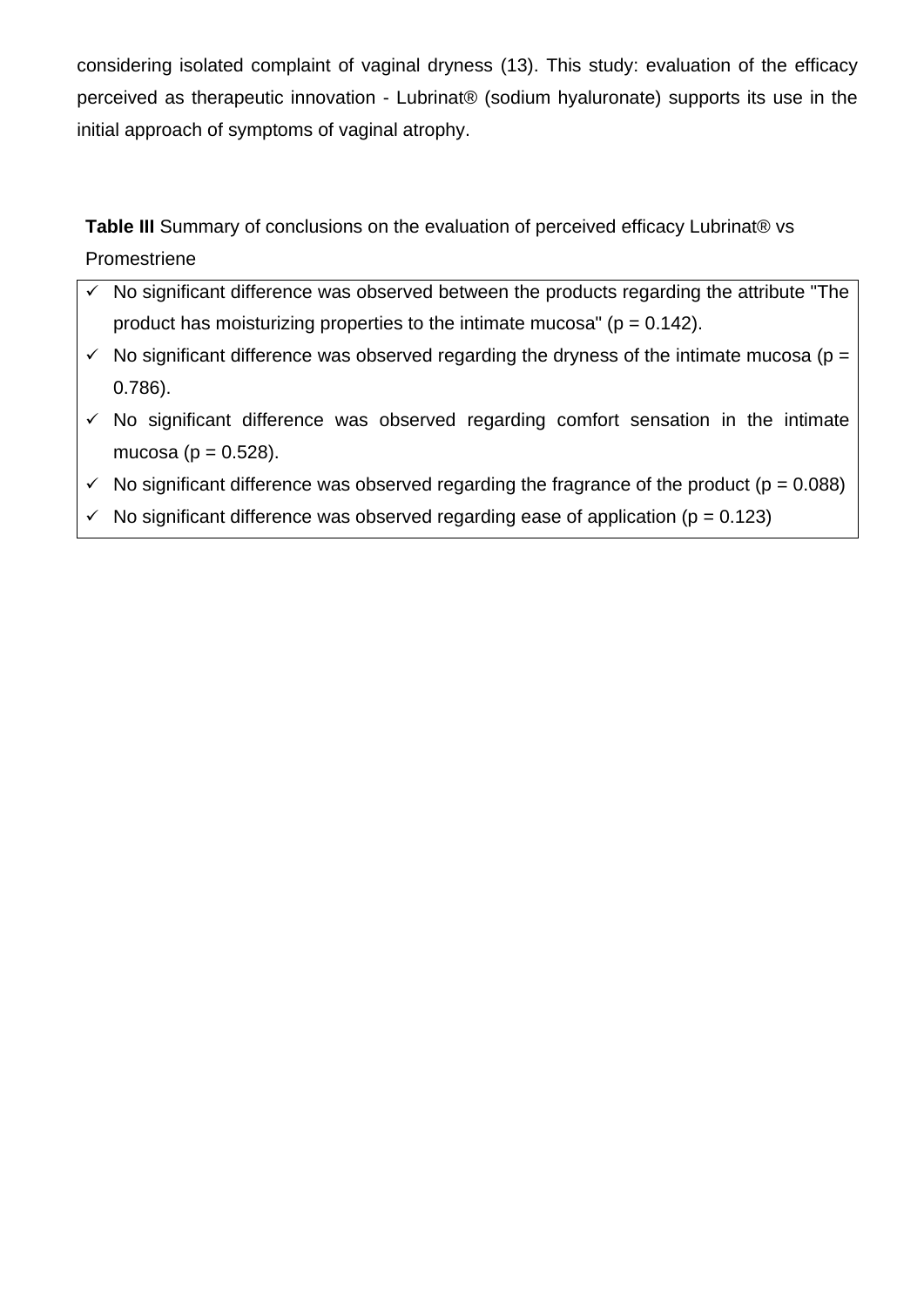considering isolated complaint of vaginal dryness (13). This study: evaluation of the efficacy perceived as therapeutic innovation - Lubrinat® (sodium hyaluronate) supports its use in the initial approach of symptoms of vaginal atrophy.

**Table III** Summary of conclusions on the evaluation of perceived efficacy Lubrinat® vs Promestriene

- ✓ No significant difference was observed between the products regarding the attribute "The product has moisturizing properties to the intimate mucosa" ($p = 0.142$).
- ✓ No significant difference was observed regarding the dryness of the intimate mucosa ($p = 0.786$).
- ✓ No significant difference was observed regarding comfort sensation in the intimate mucosa ($p = 0.528$).
- ✓ No significant difference was observed regarding the fragrance of the product ($p = 0.088$)
- ✓ No significant difference was observed regarding ease of application ($p = 0.123$)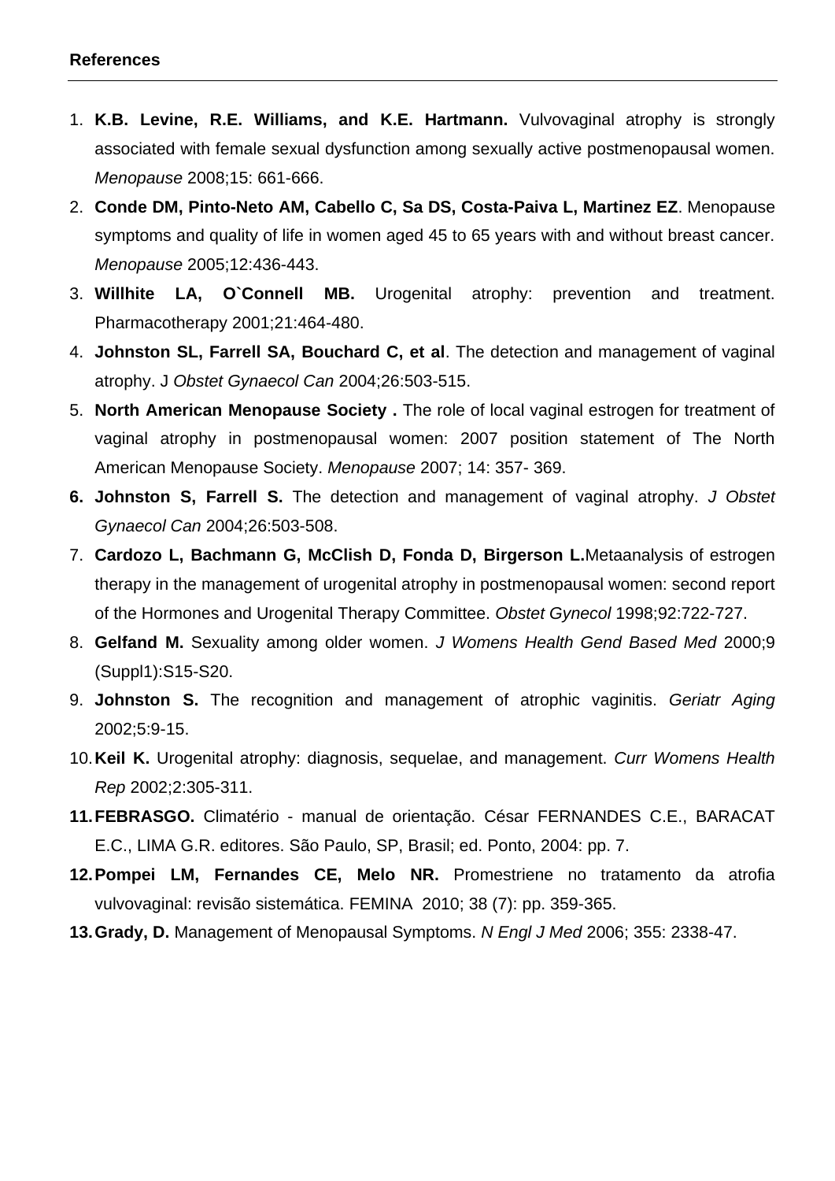**References**

1. **K.B. Levine, R.E. Williams, and K.E. Hartmann.** Vulvovaginal atrophy is strongly associated with female sexual dysfunction among sexually active postmenopausal women. *Menopause* 2008;15: 661-666.
2. **Conde DM, Pinto-Neto AM, Cabello C, Sa DS, Costa-Paiva L, Martinez EZ**. Menopause symptoms and quality of life in women aged 45 to 65 years with and without breast cancer. *Menopause* 2005;12:436-443.
3. **Willhite LA, O`Connell MB.** Urogenital atrophy: prevention and treatment. Pharmacotherapy 2001;21:464-480.
4. **Johnston SL, Farrell SA, Bouchard C, et al**. The detection and management of vaginal atrophy. J *Obstet Gynaecol Can* 2004;26:503-515.
5. **North American Menopause Society .** The role of local vaginal estrogen for treatment of vaginal atrophy in postmenopausal women: 2007 position statement of The North American Menopause Society. *Menopause* 2007; 14: 357- 369.
6. **Johnston S, Farrell S.** The detection and management of vaginal atrophy. *J Obstet Gynaecol Can* 2004;26:503-508.
7. **Cardozo L, Bachmann G, McClish D, Fonda D, Birgerson L.**Metaanalysis of estrogen therapy in the management of urogenital atrophy in postmenopausal women: second report of the Hormones and Urogenital Therapy Committee. *Obstet Gynecol* 1998;92:722-727.
8. **Gelfand M.** Sexuality among older women. *J Womens Health Gend Based Med* 2000;9 (Suppl1):S15-S20.
9. **Johnston S.** The recognition and management of atrophic vaginitis. *Geriatr Aging* 2002;5:9-15.
10. **Keil K.** Urogenital atrophy: diagnosis, sequelae, and management. *Curr Womens Health Rep* 2002;2:305-311.
11. **FEBRASGO.** Climatério - manual de orientação. César FERNANDES C.E., BARACAT E.C., LIMA G.R. editores. São Paulo, SP, Brasil; ed. Ponto, 2004: pp. 7.
12. **Pompei LM, Fernandes CE, Melo NR.** Promestriene no tratamento da atrofia vulvovaginal: revisão sistemática. FEMINA 2010; 38 (7): pp. 359-365.
13. **Grady, D.** Management of Menopausal Symptoms. *N Engl J Med* 2006; 355: 2338-47.